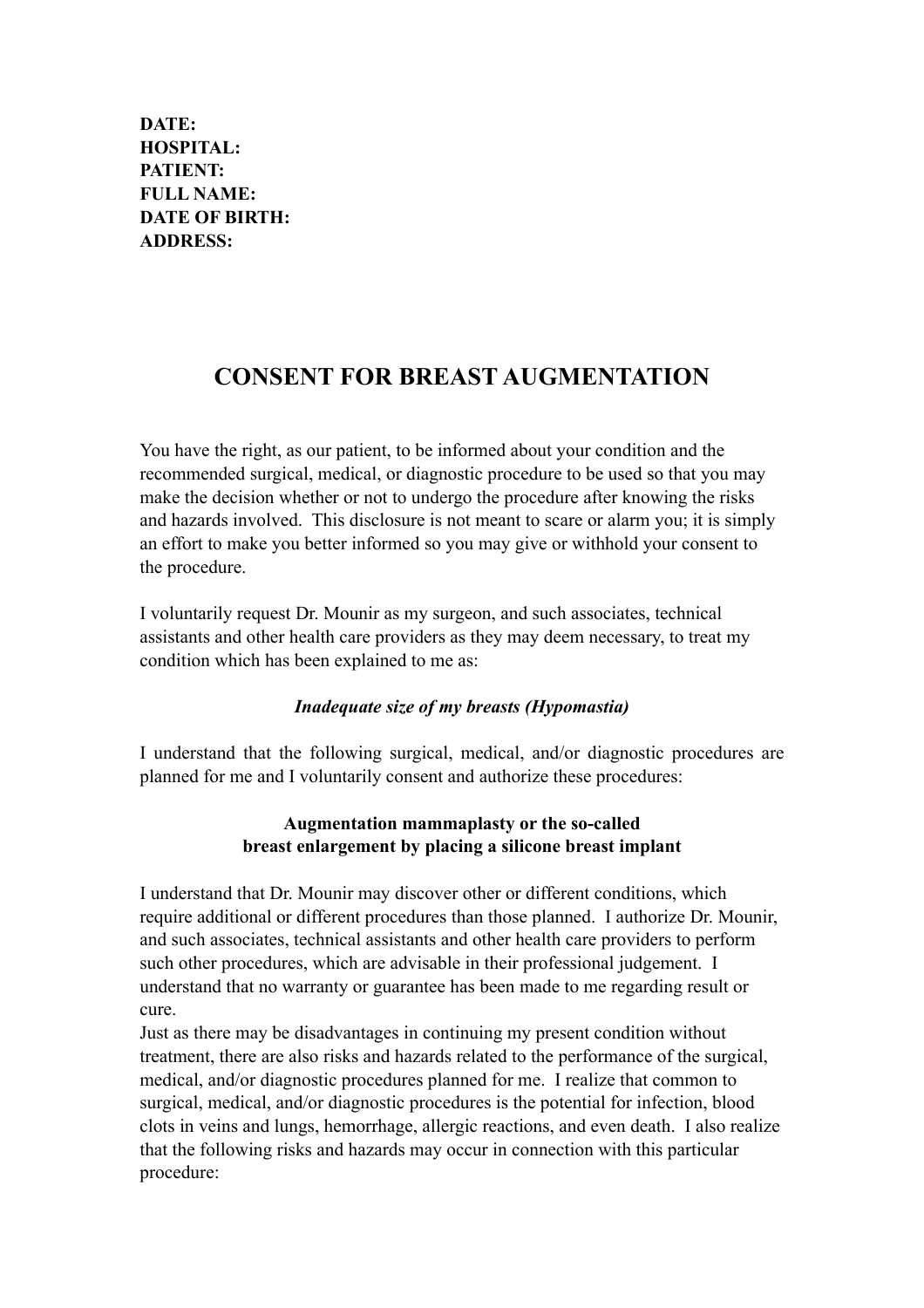**DATE:**
**HOSPITAL:**
**PATIENT:**
**FULL NAME:**
**DATE OF BIRTH:**
**ADDRESS:**

# CONSENT FOR BREAST AUGMENTATION

You have the right, as our patient, to be informed about your condition and the recommended surgical, medical, or diagnostic procedure to be used so that you may make the decision whether or not to undergo the procedure after knowing the risks and hazards involved. This disclosure is not meant to scare or alarm you; it is simply an effort to make you better informed so you may give or withhold your consent to the procedure.

I voluntarily request Dr. Mounir as my surgeon, and such associates, technical assistants and other health care providers as they may deem necessary, to treat my condition which has been explained to me as:

***Inadequate size of my breasts (Hypomastia)***

I understand that the following surgical, medical, and/or diagnostic procedures are planned for me and I voluntarily consent and authorize these procedures:

**Augmentation mammaplasty or the so-called**
**breast enlargement by placing a silicone breast implant**

I understand that Dr. Mounir may discover other or different conditions, which require additional or different procedures than those planned. I authorize Dr. Mounir, and such associates, technical assistants and other health care providers to perform such other procedures, which are advisable in their professional judgement. I understand that no warranty or guarantee has been made to me regarding result or cure.
Just as there may be disadvantages in continuing my present condition without treatment, there are also risks and hazards related to the performance of the surgical, medical, and/or diagnostic procedures planned for me. I realize that common to surgical, medical, and/or diagnostic procedures is the potential for infection, blood clots in veins and lungs, hemorrhage, allergic reactions, and even death. I also realize that the following risks and hazards may occur in connection with this particular procedure: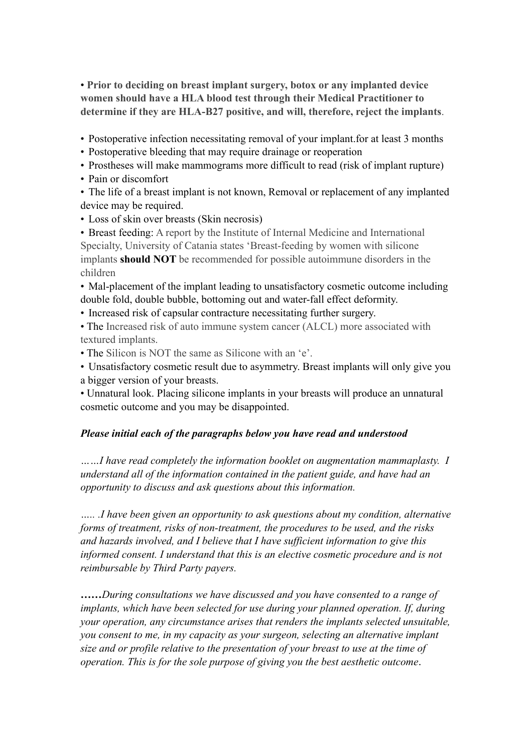- **Prior to deciding on breast implant surgery, botox or any implanted device women should have a HLA blood test through their Medical Practitioner to determine if they are HLA-B27 positive, and will, therefore, reject the implants**.

- Postoperative infection necessitating removal of your implant.for at least 3 months
- Postoperative bleeding that may require drainage or reoperation
- Prostheses will make mammograms more difficult to read (risk of implant rupture)
- Pain or discomfort
- The life of a breast implant is not known, Removal or replacement of any implanted device may be required.
- Loss of skin over breasts (Skin necrosis)
- Breast feeding: A report by the Institute of Internal Medicine and International Specialty, University of Catania states 'Breast-feeding by women with silicone implants **should NOT** be recommended for possible autoimmune disorders in the children
- Mal-placement of the implant leading to unsatisfactory cosmetic outcome including double fold, double bubble, bottoming out and water-fall effect deformity.
- Increased risk of capsular contracture necessitating further surgery.
- The Increased risk of auto immune system cancer (ALCL) more associated with textured implants.
- The Silicon is NOT the same as Silicone with an 'e'.
- Unsatisfactory cosmetic result due to asymmetry. Breast implants will only give you a bigger version of your breasts.
- Unnatural look. Placing silicone implants in your breasts will produce an unnatural cosmetic outcome and you may be disappointed.

***Please initial each of the paragraphs below you have read and understood***

*……I have read completely the information booklet on augmentation mammaplasty. I understand all of the information contained in the patient guide, and have had an opportunity to discuss and ask questions about this information.*

*….. .I have been given an opportunity to ask questions about my condition, alternative forms of treatment, risks of non-treatment, the procedures to be used, and the risks and hazards involved, and I believe that I have sufficient information to give this informed consent. I understand that this is an elective cosmetic procedure and is not reimbursable by Third Party payers.*

***……****During consultations we have discussed and you have consented to a range of implants, which have been selected for use during your planned operation. If, during your operation, any circumstance arises that renders the implants selected unsuitable, you consent to me, in my capacity as your surgeon, selecting an alternative implant size and or profile relative to the presentation of your breast to use at the time of operation. This is for the sole purpose of giving you the best aesthetic outcome.*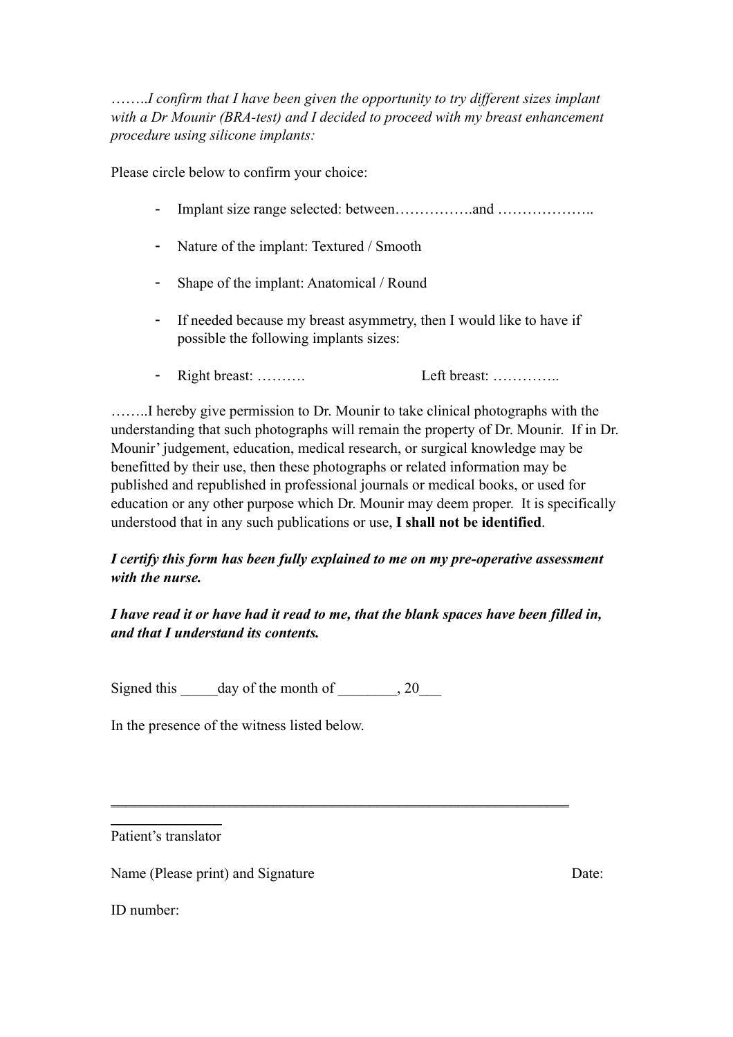*……..I confirm that I have been given the opportunity to try different sizes implant with a Dr Mounir (BRA-test) and I decided to proceed with my breast enhancement procedure using silicone implants:*

Please circle below to confirm your choice:

- Implant size range selected: between…………….and ………………..
- Nature of the implant: Textured / Smooth
- Shape of the implant: Anatomical / Round
- If needed because my breast asymmetry, then I would like to have if possible the following implants sizes:
- Right breast: ……….                    Left breast: …………..

……..I hereby give permission to Dr. Mounir to take clinical photographs with the understanding that such photographs will remain the property of Dr. Mounir. If in Dr. Mounir' judgement, education, medical research, or surgical knowledge may be benefitted by their use, then these photographs or related information may be published and republished in professional journals or medical books, or used for education or any other purpose which Dr. Mounir may deem proper. It is specifically understood that in any such publications or use, **I shall not be identified**.

***I certify this form has been fully explained to me on my pre-operative assessment with the nurse.***

***I have read it or have had it read to me, that the blank spaces have been filled in, and that I understand its contents.***

Signed this _____day of the month of ________, 20___

In the presence of the witness listed below.

_________________________________________________________________

_______________

Patient's translator

Name (Please print) and Signature                                                                   Date:

ID number: